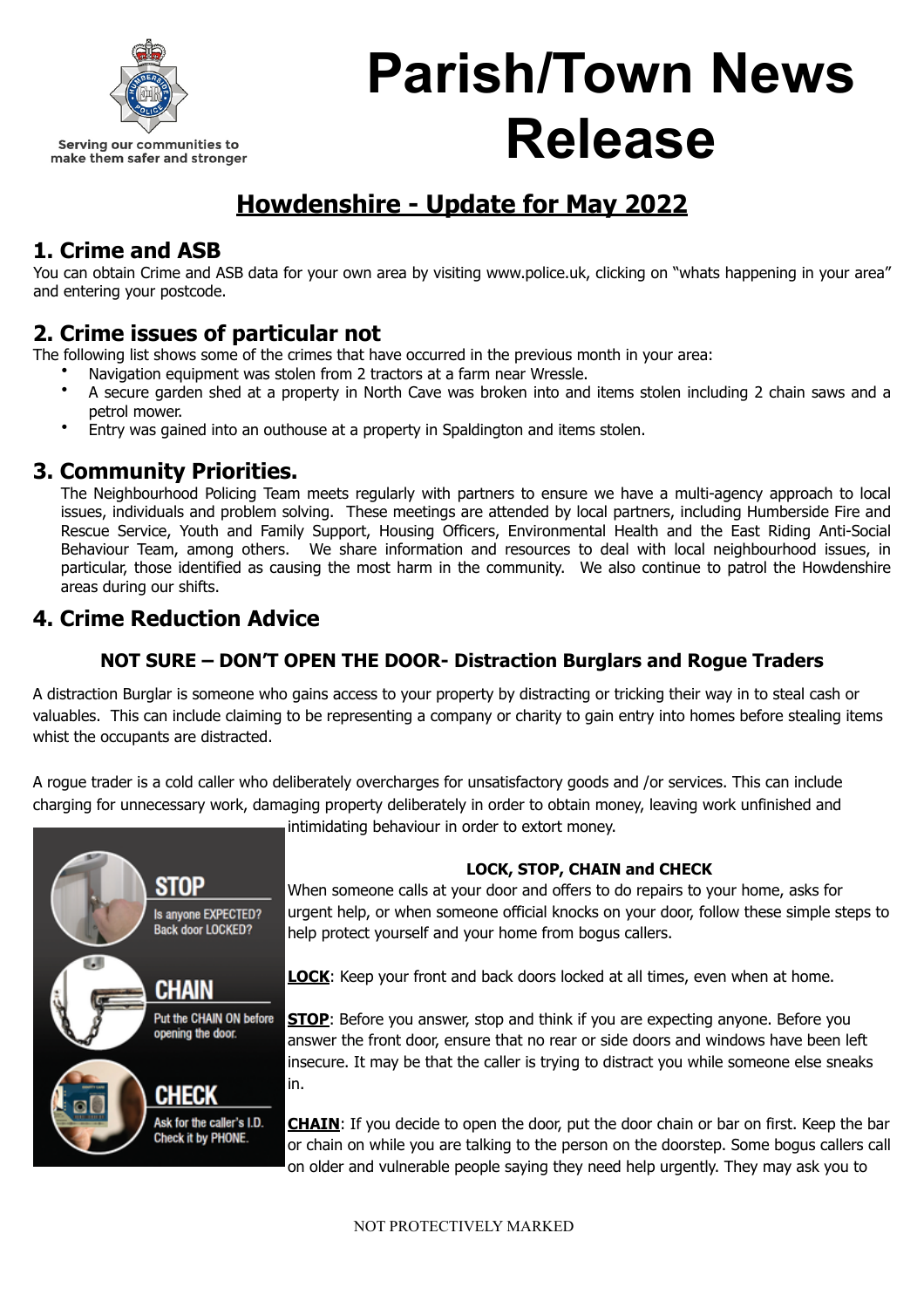# Parish/Town News Release

Serving our communities to make them safer and stronger

## Howdenshire - Update for May 2022

### 1. Crime and ASB

You can obtain Crime and ASB data for your own area by visiting www.police.uk, clicking on "whats happening in your area" and entering your postcode.

### 2. Crime issues of particular not

The following list shows some of the crimes that have occurred in the previous month in your area:

- Navigation equipment was stolen from 2 tractors at a farm near Wressle.
- A secure garden shed at a property in North Cave was broken into and items stolen including 2 chain saws and a petrol mower.
- Entry was gained into an outhouse at a property in Spaldington and items stolen.

### 3. Community Priorities.

The Neighbourhood Policing Team meets regularly with partners to ensure we have a multi-agency approach to local issues, individuals and problem solving. These meetings are attended by local partners, including Humberside Fire and Rescue Service, Youth and Family Support, Housing Officers, Environmental Health and the East Riding Anti-Social Behaviour Team, among others. We share information and resources to deal with local neighbourhood issues, in particular, those identified as causing the most harm in the community. We also continue to patrol the Howdenshire areas during our shifts.

### 4. Crime Reduction Advice

**NOT SURE – DON'T OPEN THE DOOR- Distraction Burglars and Rogue Traders**

A distraction Burglar is someone who gains access to your property by distracting or tricking their way in to steal cash or valuables. This can include claiming to be representing a company or charity to gain entry into homes before stealing items whist the occupants are distracted.

A rogue trader is a cold caller who deliberately overcharges for unsatisfactory goods and /or services. This can include charging for unnecessary work, damaging property deliberately in order to obtain money, leaving work unfinished and intimidating behaviour in order to extort money.

STOP – Is anyone EXPECTED? Back door LOCKED?

CHAIN – Put the CHAIN ON before opening the door.

CHECK – Ask for the caller's I.D. Check it by PHONE.

**LOCK, STOP, CHAIN and CHECK**

When someone calls at your door and offers to do repairs to your home, asks for urgent help, or when someone official knocks on your door, follow these simple steps to help protect yourself and your home from bogus callers.

**LOCK**: Keep your front and back doors locked at all times, even when at home.

**STOP**: Before you answer, stop and think if you are expecting anyone. Before you answer the front door, ensure that no rear or side doors and windows have been left insecure. It may be that the caller is trying to distract you while someone else sneaks in.

**CHAIN**: If you decide to open the door, put the door chain or bar on first. Keep the bar or chain on while you are talking to the person on the doorstep. Some bogus callers call on older and vulnerable people saying they need help urgently. They may ask you to

NOT PROTECTIVELY MARKED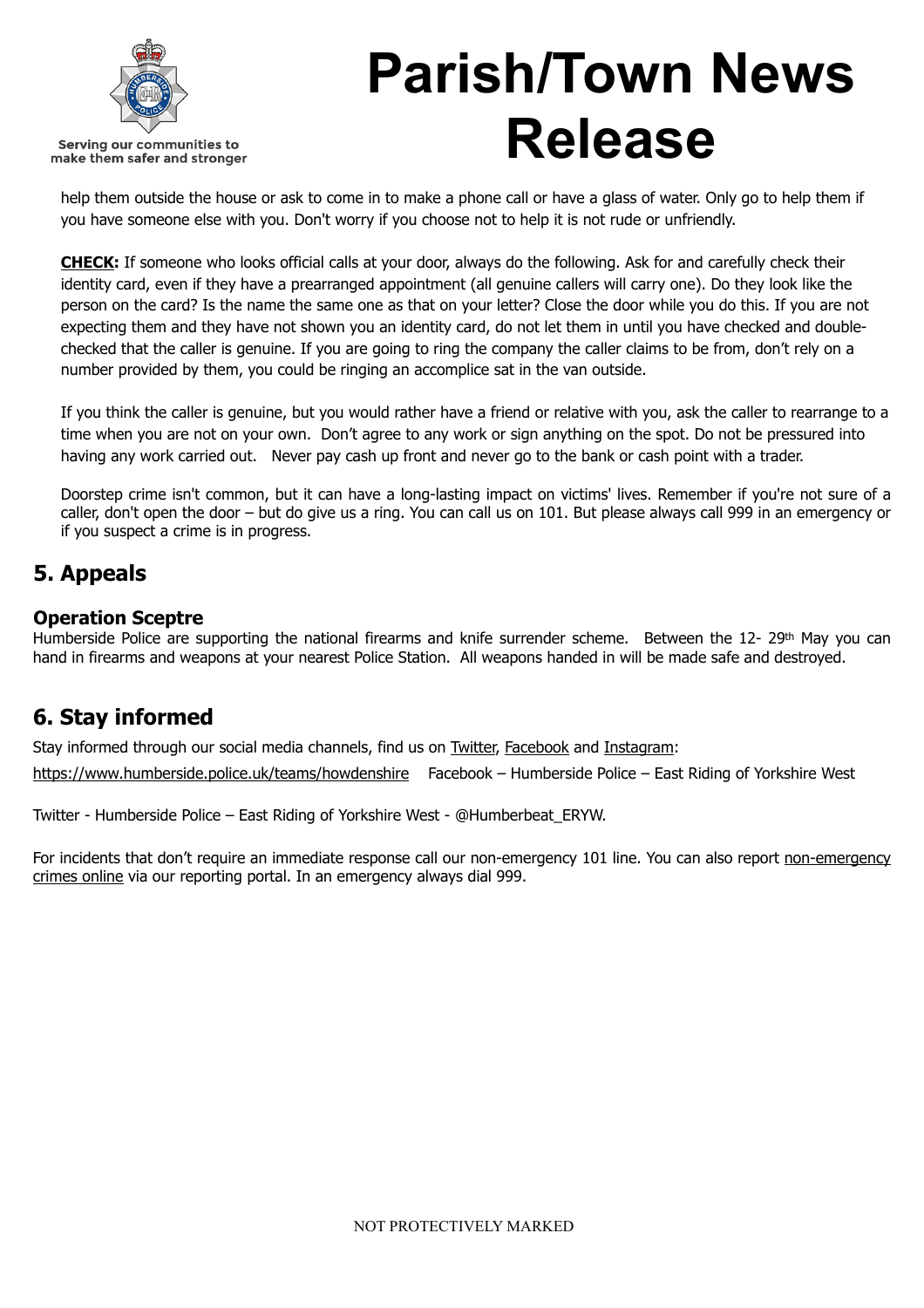help them outside the house or ask to come in to make a phone call or have a glass of water. Only go to help them if you have someone else with you. Don't worry if you choose not to help it is not rude or unfriendly.

**CHECK:** If someone who looks official calls at your door, always do the following. Ask for and carefully check their identity card, even if they have a prearranged appointment (all genuine callers will carry one). Do they look like the person on the card? Is the name the same one as that on your letter? Close the door while you do this. If you are not expecting them and they have not shown you an identity card, do not let them in until you have checked and double-checked that the caller is genuine. If you are going to ring the company the caller claims to be from, don't rely on a number provided by them, you could be ringing an accomplice sat in the van outside.

If you think the caller is genuine, but you would rather have a friend or relative with you, ask the caller to rearrange to a time when you are not on your own. Don't agree to any work or sign anything on the spot. Do not be pressured into having any work carried out. Never pay cash up front and never go to the bank or cash point with a trader.

Doorstep crime isn't common, but it can have a long-lasting impact on victims' lives. Remember if you're not sure of a caller, don't open the door – but do give us a ring. You can call us on 101. But please always call 999 in an emergency or if you suspect a crime is in progress.

## 5. Appeals

### Operation Sceptre

Humberside Police are supporting the national firearms and knife surrender scheme. Between the 12- 29th May you can hand in firearms and weapons at your nearest Police Station. All weapons handed in will be made safe and destroyed.

## 6. Stay informed

Stay informed through our social media channels, find us on Twitter, Facebook and Instagram:

https://www.humberside.police.uk/teams/howdenshire Facebook – Humberside Police – East Riding of Yorkshire West

Twitter - Humberside Police – East Riding of Yorkshire West - @Humberbeat_ERYW.

For incidents that don't require an immediate response call our non-emergency 101 line. You can also report non-emergency crimes online via our reporting portal. In an emergency always dial 999.

NOT PROTECTIVELY MARKED